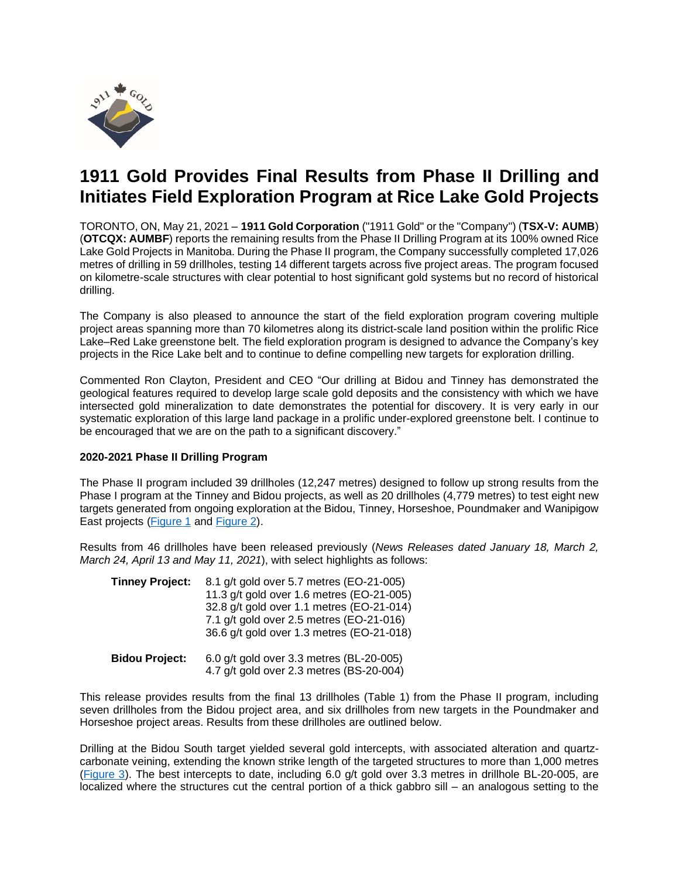# 1911 Gold Provides Final Results from Phase II Drilling and Initiates Field Exploration Program at Rice Lake Gold Projects

TORONTO, ON, May 21, 2021 – **1911 Gold Corporation** ("1911 Gold" or the "Company") (**TSX-V: AUMB**) (**OTCQX: AUMBF**) reports the remaining results from the Phase II Drilling Program at its 100% owned Rice Lake Gold Projects in Manitoba. During the Phase II program, the Company successfully completed 17,026 metres of drilling in 59 drillholes, testing 14 different targets across five project areas. The program focused on kilometre-scale structures with clear potential to host significant gold systems but no record of historical drilling.

The Company is also pleased to announce the start of the field exploration program covering multiple project areas spanning more than 70 kilometres along its district-scale land position within the prolific Rice Lake–Red Lake greenstone belt. The field exploration program is designed to advance the Company's key projects in the Rice Lake belt and to continue to define compelling new targets for exploration drilling.

Commented Ron Clayton, President and CEO "Our drilling at Bidou and Tinney has demonstrated the geological features required to develop large scale gold deposits and the consistency with which we have intersected gold mineralization to date demonstrates the potential for discovery. It is very early in our systematic exploration of this large land package in a prolific under-explored greenstone belt. I continue to be encouraged that we are on the path to a significant discovery."

**2020-2021 Phase II Drilling Program**

The Phase II program included 39 drillholes (12,247 metres) designed to follow up strong results from the Phase I program at the Tinney and Bidou projects, as well as 20 drillholes (4,779 metres) to test eight new targets generated from ongoing exploration at the Bidou, Tinney, Horseshoe, Poundmaker and Wanipigow East projects (Figure 1 and Figure 2).

Results from 46 drillholes have been released previously (*News Releases dated January 18, March 2, March 24, April 13 and May 11, 2021*), with select highlights as follows:

**Tinney Project:**
- 8.1 g/t gold over 5.7 metres (EO-21-005)
- 11.3 g/t gold over 1.6 metres (EO-21-005)
- 32.8 g/t gold over 1.1 metres (EO-21-014)
- 7.1 g/t gold over 2.5 metres (EO-21-016)
- 36.6 g/t gold over 1.3 metres (EO-21-018)

**Bidou Project:**
- 6.0 g/t gold over 3.3 metres (BL-20-005)
- 4.7 g/t gold over 2.3 metres (BS-20-004)

This release provides results from the final 13 drillholes (Table 1) from the Phase II program, including seven drillholes from the Bidou project area, and six drillholes from new targets in the Poundmaker and Horseshoe project areas. Results from these drillholes are outlined below.

Drilling at the Bidou South target yielded several gold intercepts, with associated alteration and quartz-carbonate veining, extending the known strike length of the targeted structures to more than 1,000 metres (Figure 3). The best intercepts to date, including 6.0 g/t gold over 3.3 metres in drillhole BL-20-005, are localized where the structures cut the central portion of a thick gabbro sill – an analogous setting to the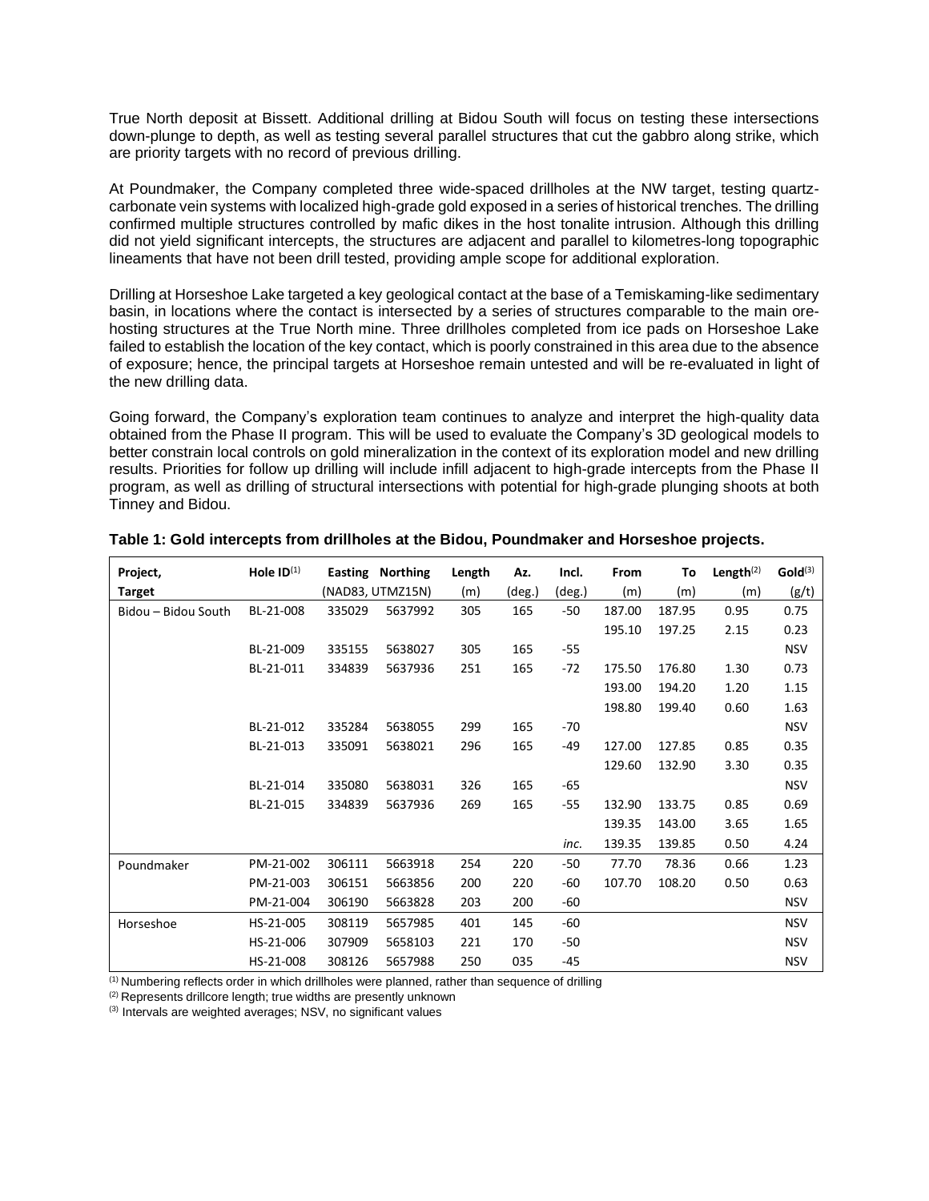True North deposit at Bissett. Additional drilling at Bidou South will focus on testing these intersections down-plunge to depth, as well as testing several parallel structures that cut the gabbro along strike, which are priority targets with no record of previous drilling.

At Poundmaker, the Company completed three wide-spaced drillholes at the NW target, testing quartz-carbonate vein systems with localized high-grade gold exposed in a series of historical trenches. The drilling confirmed multiple structures controlled by mafic dikes in the host tonalite intrusion. Although this drilling did not yield significant intercepts, the structures are adjacent and parallel to kilometres-long topographic lineaments that have not been drill tested, providing ample scope for additional exploration.

Drilling at Horseshoe Lake targeted a key geological contact at the base of a Temiskaming-like sedimentary basin, in locations where the contact is intersected by a series of structures comparable to the main ore-hosting structures at the True North mine. Three drillholes completed from ice pads on Horseshoe Lake failed to establish the location of the key contact, which is poorly constrained in this area due to the absence of exposure; hence, the principal targets at Horseshoe remain untested and will be re-evaluated in light of the new drilling data.

Going forward, the Company's exploration team continues to analyze and interpret the high-quality data obtained from the Phase II program. This will be used to evaluate the Company's 3D geological models to better constrain local controls on gold mineralization in the context of its exploration model and new drilling results. Priorities for follow up drilling will include infill adjacent to high-grade intercepts from the Phase II program, as well as drilling of structural intersections with potential for high-grade plunging shoots at both Tinney and Bidou.

**Table 1: Gold intercepts from drillholes at the Bidou, Poundmaker and Horseshoe projects.**

| Project, Target | Hole ID[1] | Easting | Northing | Length (m) | Az. (deg.) | Incl. (deg.) | From (m) | To (m) | Length[2] (m) | Gold[3] (g/t) |
|---|---|---|---|---|---|---|---|---|---|---|
| | | (NAD83, UTMZ15N) | | | | | | | | |
| Bidou – Bidou South | BL-21-008 | 335029 | 5637992 | 305 | 165 | -50 | 187.00 | 187.95 | 0.95 | 0.75 |
| | | | | | | | 195.10 | 197.25 | 2.15 | 0.23 |
| | BL-21-009 | 335155 | 5638027 | 305 | 165 | -55 | | | | NSV |
| | BL-21-011 | 334839 | 5637936 | 251 | 165 | -72 | 175.50 | 176.80 | 1.30 | 0.73 |
| | | | | | | | 193.00 | 194.20 | 1.20 | 1.15 |
| | | | | | | | 198.80 | 199.40 | 0.60 | 1.63 |
| | BL-21-012 | 335284 | 5638055 | 299 | 165 | -70 | | | | NSV |
| | BL-21-013 | 335091 | 5638021 | 296 | 165 | -49 | 127.00 | 127.85 | 0.85 | 0.35 |
| | | | | | | | 129.60 | 132.90 | 3.30 | 0.35 |
| | BL-21-014 | 335080 | 5638031 | 326 | 165 | -65 | | | | NSV |
| | BL-21-015 | 334839 | 5637936 | 269 | 165 | -55 | 132.90 | 133.75 | 0.85 | 0.69 |
| | | | | | | | 139.35 | 143.00 | 3.65 | 1.65 |
| | | | | | | *inc.* | 139.35 | 139.85 | 0.50 | 4.24 |
| Poundmaker | PM-21-002 | 306111 | 5663918 | 254 | 220 | -50 | 77.70 | 78.36 | 0.66 | 1.23 |
| | PM-21-003 | 306151 | 5663856 | 200 | 220 | -60 | 107.70 | 108.20 | 0.50 | 0.63 |
| | PM-21-004 | 306190 | 5663828 | 203 | 200 | -60 | | | | NSV |
| Horseshoe | HS-21-005 | 308119 | 5657985 | 401 | 145 | -60 | | | | NSV |
| | HS-21-006 | 307909 | 5658103 | 221 | 170 | -50 | | | | NSV |
| | HS-21-008 | 308126 | 5657988 | 250 | 035 | -45 | | | | NSV |

[1] Numbering reflects order in which drillholes were planned, rather than sequence of drilling
[2] Represents drillcore length; true widths are presently unknown
[3] Intervals are weighted averages; NSV, no significant values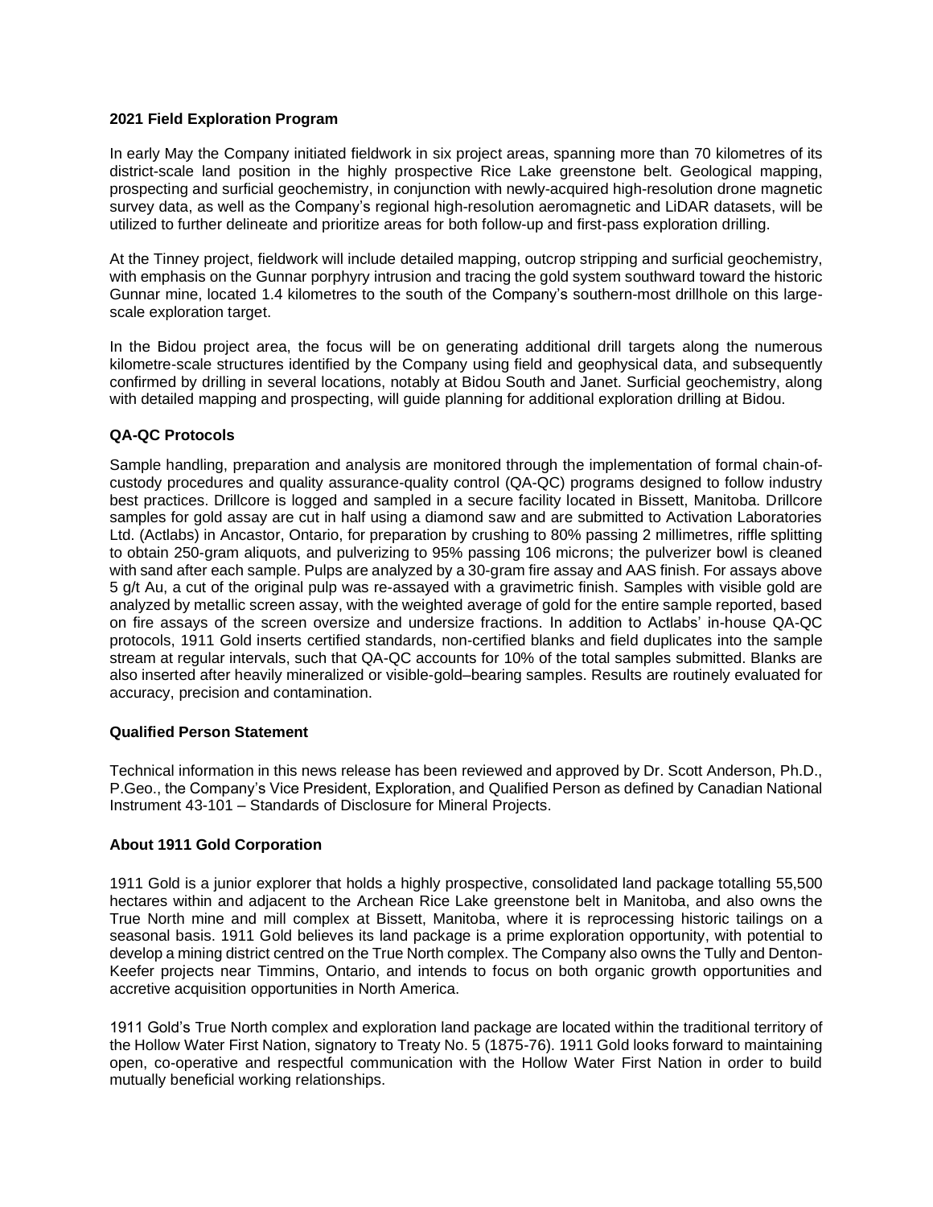## 2021 Field Exploration Program

In early May the Company initiated fieldwork in six project areas, spanning more than 70 kilometres of its district-scale land position in the highly prospective Rice Lake greenstone belt. Geological mapping, prospecting and surficial geochemistry, in conjunction with newly-acquired high-resolution drone magnetic survey data, as well as the Company's regional high-resolution aeromagnetic and LiDAR datasets, will be utilized to further delineate and prioritize areas for both follow-up and first-pass exploration drilling.

At the Tinney project, fieldwork will include detailed mapping, outcrop stripping and surficial geochemistry, with emphasis on the Gunnar porphyry intrusion and tracing the gold system southward toward the historic Gunnar mine, located 1.4 kilometres to the south of the Company's southern-most drillhole on this large-scale exploration target.

In the Bidou project area, the focus will be on generating additional drill targets along the numerous kilometre-scale structures identified by the Company using field and geophysical data, and subsequently confirmed by drilling in several locations, notably at Bidou South and Janet. Surficial geochemistry, along with detailed mapping and prospecting, will guide planning for additional exploration drilling at Bidou.

## QA-QC Protocols

Sample handling, preparation and analysis are monitored through the implementation of formal chain-of-custody procedures and quality assurance-quality control (QA-QC) programs designed to follow industry best practices. Drillcore is logged and sampled in a secure facility located in Bissett, Manitoba. Drillcore samples for gold assay are cut in half using a diamond saw and are submitted to Activation Laboratories Ltd. (Actlabs) in Ancastor, Ontario, for preparation by crushing to 80% passing 2 millimetres, riffle splitting to obtain 250-gram aliquots, and pulverizing to 95% passing 106 microns; the pulverizer bowl is cleaned with sand after each sample. Pulps are analyzed by a 30-gram fire assay and AAS finish. For assays above 5 g/t Au, a cut of the original pulp was re-assayed with a gravimetric finish. Samples with visible gold are analyzed by metallic screen assay, with the weighted average of gold for the entire sample reported, based on fire assays of the screen oversize and undersize fractions. In addition to Actlabs' in-house QA-QC protocols, 1911 Gold inserts certified standards, non-certified blanks and field duplicates into the sample stream at regular intervals, such that QA-QC accounts for 10% of the total samples submitted. Blanks are also inserted after heavily mineralized or visible-gold–bearing samples. Results are routinely evaluated for accuracy, precision and contamination.

## Qualified Person Statement

Technical information in this news release has been reviewed and approved by Dr. Scott Anderson, Ph.D., P.Geo., the Company's Vice President, Exploration, and Qualified Person as defined by Canadian National Instrument 43-101 – Standards of Disclosure for Mineral Projects.

## About 1911 Gold Corporation

1911 Gold is a junior explorer that holds a highly prospective, consolidated land package totalling 55,500 hectares within and adjacent to the Archean Rice Lake greenstone belt in Manitoba, and also owns the True North mine and mill complex at Bissett, Manitoba, where it is reprocessing historic tailings on a seasonal basis. 1911 Gold believes its land package is a prime exploration opportunity, with potential to develop a mining district centred on the True North complex. The Company also owns the Tully and Denton-Keefer projects near Timmins, Ontario, and intends to focus on both organic growth opportunities and accretive acquisition opportunities in North America.

1911 Gold's True North complex and exploration land package are located within the traditional territory of the Hollow Water First Nation, signatory to Treaty No. 5 (1875-76). 1911 Gold looks forward to maintaining open, co-operative and respectful communication with the Hollow Water First Nation in order to build mutually beneficial working relationships.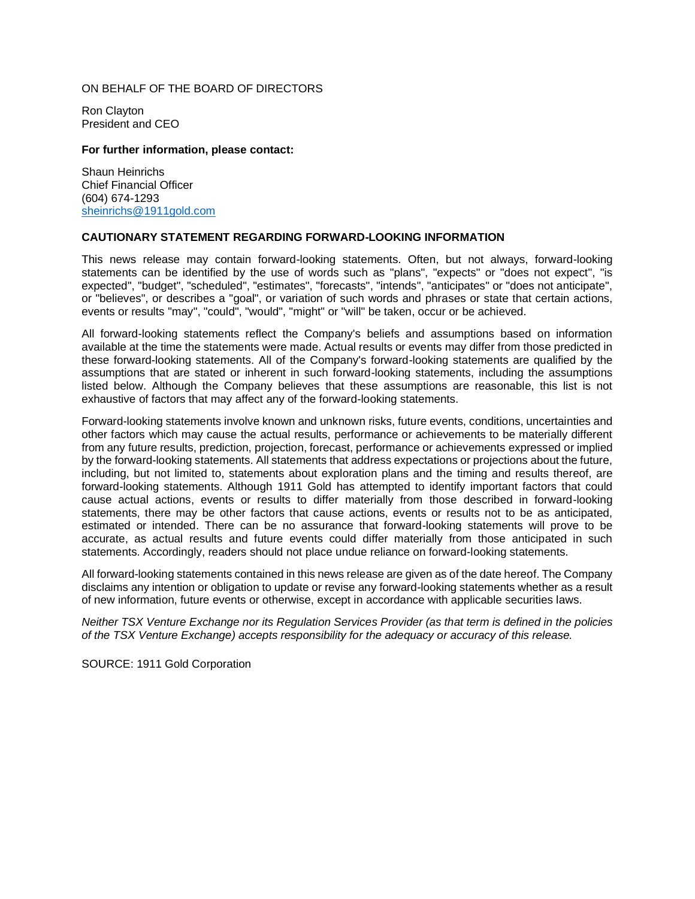ON BEHALF OF THE BOARD OF DIRECTORS

Ron Clayton
President and CEO

**For further information, please contact:**

Shaun Heinrichs
Chief Financial Officer
(604) 674-1293
sheinrichs@1911gold.com

**CAUTIONARY STATEMENT REGARDING FORWARD-LOOKING INFORMATION**

This news release may contain forward-looking statements. Often, but not always, forward-looking statements can be identified by the use of words such as "plans", "expects" or "does not expect", "is expected", "budget", "scheduled", "estimates", "forecasts", "intends", "anticipates" or "does not anticipate", or "believes", or describes a "goal", or variation of such words and phrases or state that certain actions, events or results "may", "could", "would", "might" or "will" be taken, occur or be achieved.

All forward-looking statements reflect the Company's beliefs and assumptions based on information available at the time the statements were made. Actual results or events may differ from those predicted in these forward-looking statements. All of the Company's forward-looking statements are qualified by the assumptions that are stated or inherent in such forward-looking statements, including the assumptions listed below. Although the Company believes that these assumptions are reasonable, this list is not exhaustive of factors that may affect any of the forward-looking statements.

Forward-looking statements involve known and unknown risks, future events, conditions, uncertainties and other factors which may cause the actual results, performance or achievements to be materially different from any future results, prediction, projection, forecast, performance or achievements expressed or implied by the forward-looking statements. All statements that address expectations or projections about the future, including, but not limited to, statements about exploration plans and the timing and results thereof, are forward-looking statements. Although 1911 Gold has attempted to identify important factors that could cause actual actions, events or results to differ materially from those described in forward-looking statements, there may be other factors that cause actions, events or results not to be as anticipated, estimated or intended. There can be no assurance that forward-looking statements will prove to be accurate, as actual results and future events could differ materially from those anticipated in such statements. Accordingly, readers should not place undue reliance on forward-looking statements.

All forward-looking statements contained in this news release are given as of the date hereof. The Company disclaims any intention or obligation to update or revise any forward-looking statements whether as a result of new information, future events or otherwise, except in accordance with applicable securities laws.

*Neither TSX Venture Exchange nor its Regulation Services Provider (as that term is defined in the policies of the TSX Venture Exchange) accepts responsibility for the adequacy or accuracy of this release.*

SOURCE: 1911 Gold Corporation